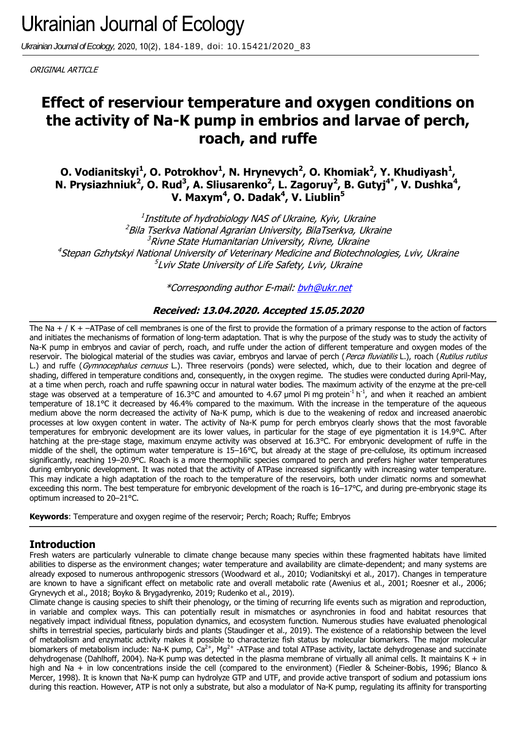ORIGINAL ARTICLE

# Effect of reserviour temperature and oxygen conditions on the activity of Na-K pump in embrios and larvae of perch, roach, and ruffe

**O. Vodianitskyi[1], O. Potrokhov[1], N. Hrynevych[2], O. Khomiak[2], Y. Khudiyash[1], N. Prysiazhniuk[2], O. Rud[3], A. Sliusarenko[2], L. Zagoruy[2], B. Gutyj[4]*, V. Dushka[4], V. Maxym[4], O. Dadak[4], V. Liublin[5]**

[1]*Institute of hydrobiology NAS of Ukraine, Kyiv, Ukraine*
[2]*Bila Tserkva National Agrarian University, BilaTserkva, Ukraine*
[3]*Rivne State Humanitarian University, Rivne, Ukraine*
[4]*Stepan Gzhytskyi National University of Veterinary Medicine and Biotechnologies, Lviv, Ukraine*
[5]*Lviv State University of Life Safety, Lviv, Ukraine*

*\*Corresponding author E-mail: bvh@ukr.net*

***Received: 13.04.2020. Accepted 15.05.2020***

The Na + / K + –ATPase of cell membranes is one of the first to provide the formation of a primary response to the action of factors and initiates the mechanisms of formation of long-term adaptation. That is why the purpose of the study was to study the activity of Na-K pump in embryos and caviar of perch, roach, and ruffe under the action of different temperature and oxygen modes of the reservoir. The biological material of the studies was caviar, embryos and larvae of perch (*Perca fluviatilis* L.), roach (*Rutilus rutilus* L.) and ruffe (*Gymnocephalus cernuus* L.). Three reservoirs (ponds) were selected, which, due to their location and degree of shading, differed in temperature conditions and, consequently, in the oxygen regime. The studies were conducted during April-May, at a time when perch, roach and ruffe spawning occur in natural water bodies. The maximum activity of the enzyme at the pre-cell stage was observed at a temperature of 16.3°C and amounted to 4.67 μmol Pi mg protein$^{-1}$ h$^{-1}$, and when it reached an ambient temperature of 18.1°C it decreased by 46.4% compared to the maximum. With the increase in the temperature of the aqueous medium above the norm decreased the activity of Na-K pump, which is due to the weakening of redox and increased anaerobic processes at low oxygen content in water. The activity of Na-K pump for perch embryos clearly shows that the most favorable temperatures for embryonic development are its lower values, in particular for the stage of eye pigmentation it is 14.9°C. After hatching at the pre-stage stage, maximum enzyme activity was observed at 16.3°C. For embryonic development of ruffe in the middle of the shell, the optimum water temperature is 15–16°C, but already at the stage of pre-cellulose, its optimum increased significantly, reaching 19–20.9°C. Roach is a more thermophilic species compared to perch and prefers higher water temperatures during embryonic development. It was noted that the activity of ATPase increased significantly with increasing water temperature. This may indicate a high adaptation of the roach to the temperature of the reservoirs, both under climatic norms and somewhat exceeding this norm. The best temperature for embryonic development of the roach is 16–17°C, and during pre-embryonic stage its optimum increased to 20–21°C.

**Keywords**: Temperature and oxygen regime of the reservoir; Perch; Roach; Ruffe; Embryos

## Introduction

Fresh waters are particularly vulnerable to climate change because many species within these fragmented habitats have limited abilities to disperse as the environment changes; water temperature and availability are climate-dependent; and many systems are already exposed to numerous anthropogenic stressors (Woodward et al., 2010; Vodianitskyi et al., 2017). Changes in temperature are known to have a significant effect on metabolic rate and overall metabolic rate (Awenius et al., 2001; Roesner et al., 2006; Grynevych et al., 2018; Boyko & Brygadyrenko, 2019; Rudenko et al., 2019).

Climate change is causing species to shift their phenology, or the timing of recurring life events such as migration and reproduction, in variable and complex ways. This can potentially result in mismatches or asynchronies in food and habitat resources that negatively impact individual fitness, population dynamics, and ecosystem function. Numerous studies have evaluated phenological shifts in terrestrial species, particularly birds and plants (Staudinger et al., 2019). The existence of a relationship between the level of metabolism and enzymatic activity makes it possible to characterize fish status by molecular biomarkers. The major molecular biomarkers of metabolism include: Na-K pump, $Ca^{2+}$, $Mg^{2+}$ -ATPase and total ATPase activity, lactate dehydrogenase and succinate dehydrogenase (Dahlhoff, 2004). Na-K pump was detected in the plasma membrane of virtually all animal cells. It maintains K + in high and Na + in low concentrations inside the cell (compared to the environment) (Fiedler & Scheiner-Bobis, 1996; Blanco & Mercer, 1998). It is known that Na-K pump can hydrolyze GTP and UTF, and provide active transport of sodium and potassium ions during this reaction. However, ATP is not only a substrate, but also a modulator of Na-K pump, regulating its affinity for transporting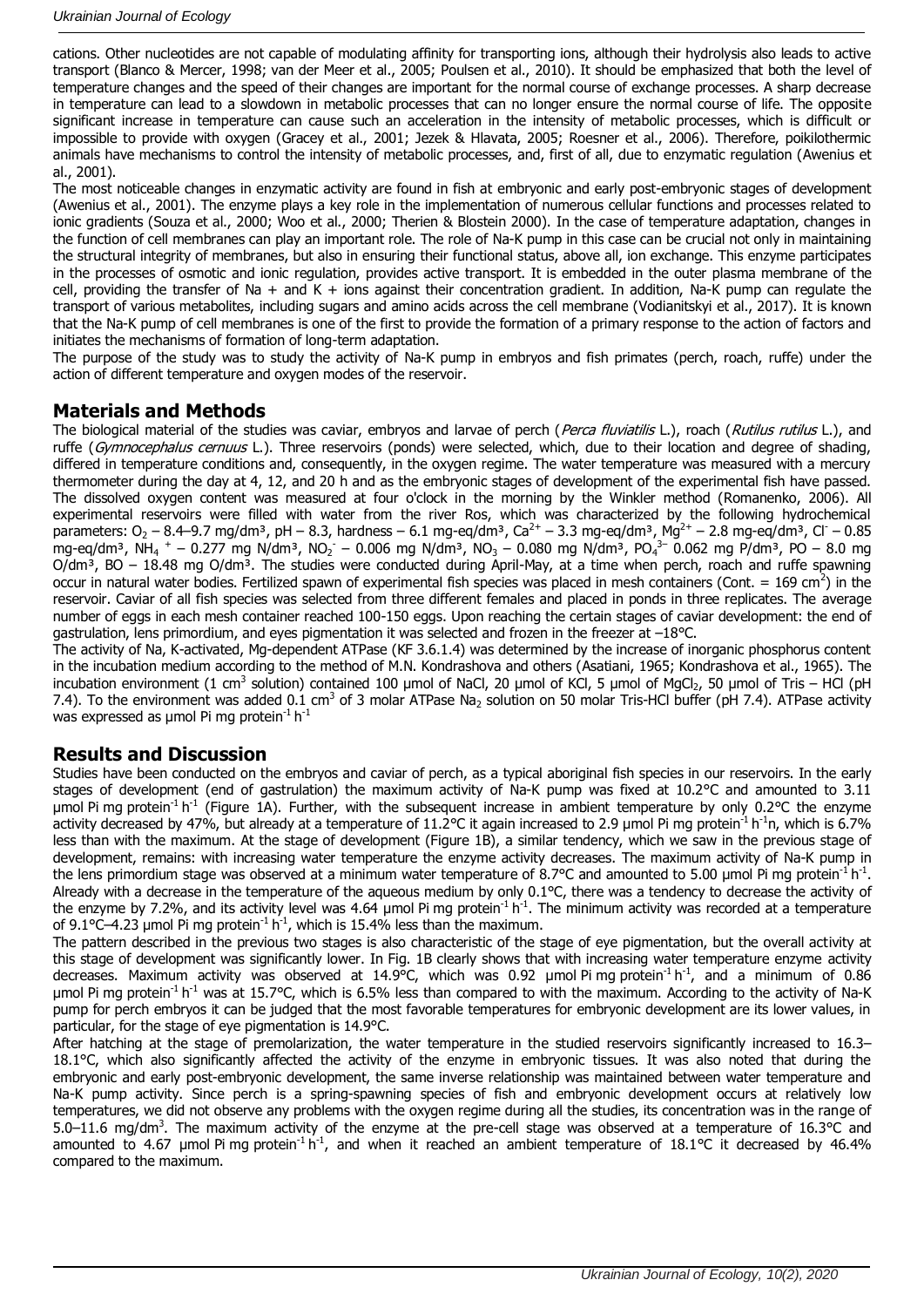cations. Other nucleotides are not capable of modulating affinity for transporting ions, although their hydrolysis also leads to active transport (Blanco & Mercer, 1998; van der Meer et al., 2005; Poulsen et al., 2010). It should be emphasized that both the level of temperature changes and the speed of their changes are important for the normal course of exchange processes. A sharp decrease in temperature can lead to a slowdown in metabolic processes that can no longer ensure the normal course of life. The opposite significant increase in temperature can cause such an acceleration in the intensity of metabolic processes, which is difficult or impossible to provide with oxygen (Gracey et al., 2001; Jezek & Hlavata, 2005; Roesner et al., 2006). Therefore, poikilothermic animals have mechanisms to control the intensity of metabolic processes, and, first of all, due to enzymatic regulation (Awenius et al., 2001).

The most noticeable changes in enzymatic activity are found in fish at embryonic and early post-embryonic stages of development (Awenius et al., 2001). The enzyme plays a key role in the implementation of numerous cellular functions and processes related to ionic gradients (Souza et al., 2000; Woo et al., 2000; Therien & Blostein 2000). In the case of temperature adaptation, changes in the function of cell membranes can play an important role. The role of Na-K pump in this case can be crucial not only in maintaining the structural integrity of membranes, but also in ensuring their functional status, above all, ion exchange. This enzyme participates in the processes of osmotic and ionic regulation, provides active transport. It is embedded in the outer plasma membrane of the cell, providing the transfer of Na + and K + ions against their concentration gradient. In addition, Na-K pump can regulate the transport of various metabolites, including sugars and amino acids across the cell membrane (Vodianitskyi et al., 2017). It is known that the Na-K pump of cell membranes is one of the first to provide the formation of a primary response to the action of factors and initiates the mechanisms of formation of long-term adaptation.

The purpose of the study was to study the activity of Na-K pump in embryos and fish primates (perch, roach, ruffe) under the action of different temperature and oxygen modes of the reservoir.

## Materials and Methods

The biological material of the studies was caviar, embryos and larvae of perch (*Perca fluviatilis* L.), roach (*Rutilus rutilus* L.), and ruffe (*Gymnocephalus cernuus* L.). Three reservoirs (ponds) were selected, which, due to their location and degree of shading, differed in temperature conditions and, consequently, in the oxygen regime. The water temperature was measured with a mercury thermometer during the day at 4, 12, and 20 h and as the embryonic stages of development of the experimental fish have passed. The dissolved oxygen content was measured at four o'clock in the morning by the Winkler method (Romanenko, 2006). All experimental reservoirs were filled with water from the river Ros, which was characterized by the following hydrochemical parameters: $O_2$ – 8.4–9.7 mg/dm³, pH – 8.3, hardness – 6.1 mg-eq/dm³, $Ca^{2+}$ – 3.3 mg-eq/dm³, $Mg^{2+}$ – 2.8 mg-eq/dm³, $Cl^-$ – 0.85 mg-eq/dm³, $NH_4^+$ – 0.277 mg N/dm³, $NO_2^-$ – 0.006 mg N/dm³, $NO_3$ – 0.080 mg N/dm³, $PO_4^{3-}$ 0.062 mg P/dm³, PO – 8.0 mg O/dm³, BO – 18.48 mg O/dm³. The studies were conducted during April-May, at a time when perch, roach and ruffe spawning occur in natural water bodies. Fertilized spawn of experimental fish species was placed in mesh containers (Cont. = 169 $cm^2$) in the reservoir. Caviar of all fish species was selected from three different females and placed in ponds in three replicates. The average number of eggs in each mesh container reached 100-150 eggs. Upon reaching the certain stages of caviar development: the end of gastrulation, lens primordium, and eyes pigmentation it was selected and frozen in the freezer at –18°C.

The activity of Na, K-activated, Mg-dependent ATPase (KF 3.6.1.4) was determined by the increase of inorganic phosphorus content in the incubation medium according to the method of M.N. Kondrashova and others (Asatiani, 1965; Kondrashova et al., 1965). The incubation environment (1 $cm^3$ solution) contained 100 μmol of NaCl, 20 μmol of KCl, 5 μmol of $MgCl_2$, 50 μmol of Tris – HCl (pH 7.4). To the environment was added 0.1 $cm^3$ of 3 molar ATPase $Na_2$ solution on 50 molar Tris-HCl buffer (pH 7.4). ATPase activity was expressed as μmol Pi mg $protein^{-1}$ $h^{-1}$

## Results and Discussion

Studies have been conducted on the embryos and caviar of perch, as a typical aboriginal fish species in our reservoirs. In the early stages of development (end of gastrulation) the maximum activity of Na-K pump was fixed at 10.2°C and amounted to 3.11 μmol Pi mg $protein^{-1}$ $h^{-1}$ (Figure 1A). Further, with the subsequent increase in ambient temperature by only 0.2°C the enzyme activity decreased by 47%, but already at a temperature of 11.2°C it again increased to 2.9 μmol Pi mg $protein^{-1}$ $h^{-1}$n, which is 6.7% less than with the maximum. At the stage of development (Figure 1B), a similar tendency, which we saw in the previous stage of development, remains: with increasing water temperature the enzyme activity decreases. The maximum activity of Na-K pump in the lens primordium stage was observed at a minimum water temperature of 8.7°C and amounted to 5.00 μmol Pi mg $protein^{-1}$ $h^{-1}$. Already with a decrease in the temperature of the aqueous medium by only 0.1°C, there was a tendency to decrease the activity of the enzyme by 7.2%, and its activity level was 4.64 μmol Pi mg $protein^{-1}$ $h^{-1}$. The minimum activity was recorded at a temperature of 9.1°C–4.23 μmol Pi mg $protein^{-1}$ $h^{-1}$, which is 15.4% less than the maximum.

The pattern described in the previous two stages is also characteristic of the stage of eye pigmentation, but the overall activity at this stage of development was significantly lower. In Fig. 1B clearly shows that with increasing water temperature enzyme activity decreases. Maximum activity was observed at 14.9°C, which was 0.92 μmol Pi mg $protein^{-1}$ $h^{-1}$, and a minimum of 0.86 μmol Pi mg $protein^{-1}$ $h^{-1}$ was at 15.7°C, which is 6.5% less than compared to with the maximum. According to the activity of Na-K pump for perch embryos it can be judged that the most favorable temperatures for embryonic development are its lower values, in particular, for the stage of eye pigmentation is 14.9°C.

After hatching at the stage of premolarization, the water temperature in the studied reservoirs significantly increased to 16.3–18.1°C, which also significantly affected the activity of the enzyme in embryonic tissues. It was also noted that during the embryonic and early post-embryonic development, the same inverse relationship was maintained between water temperature and Na-K pump activity. Since perch is a spring-spawning species of fish and embryonic development occurs at relatively low temperatures, we did not observe any problems with the oxygen regime during all the studies, its concentration was in the range of 5.0–11.6 mg/$dm^3$. The maximum activity of the enzyme at the pre-cell stage was observed at a temperature of 16.3°C and amounted to 4.67 μmol Pi mg $protein^{-1}$ $h^{-1}$, and when it reached an ambient temperature of 18.1°C it decreased by 46.4% compared to the maximum.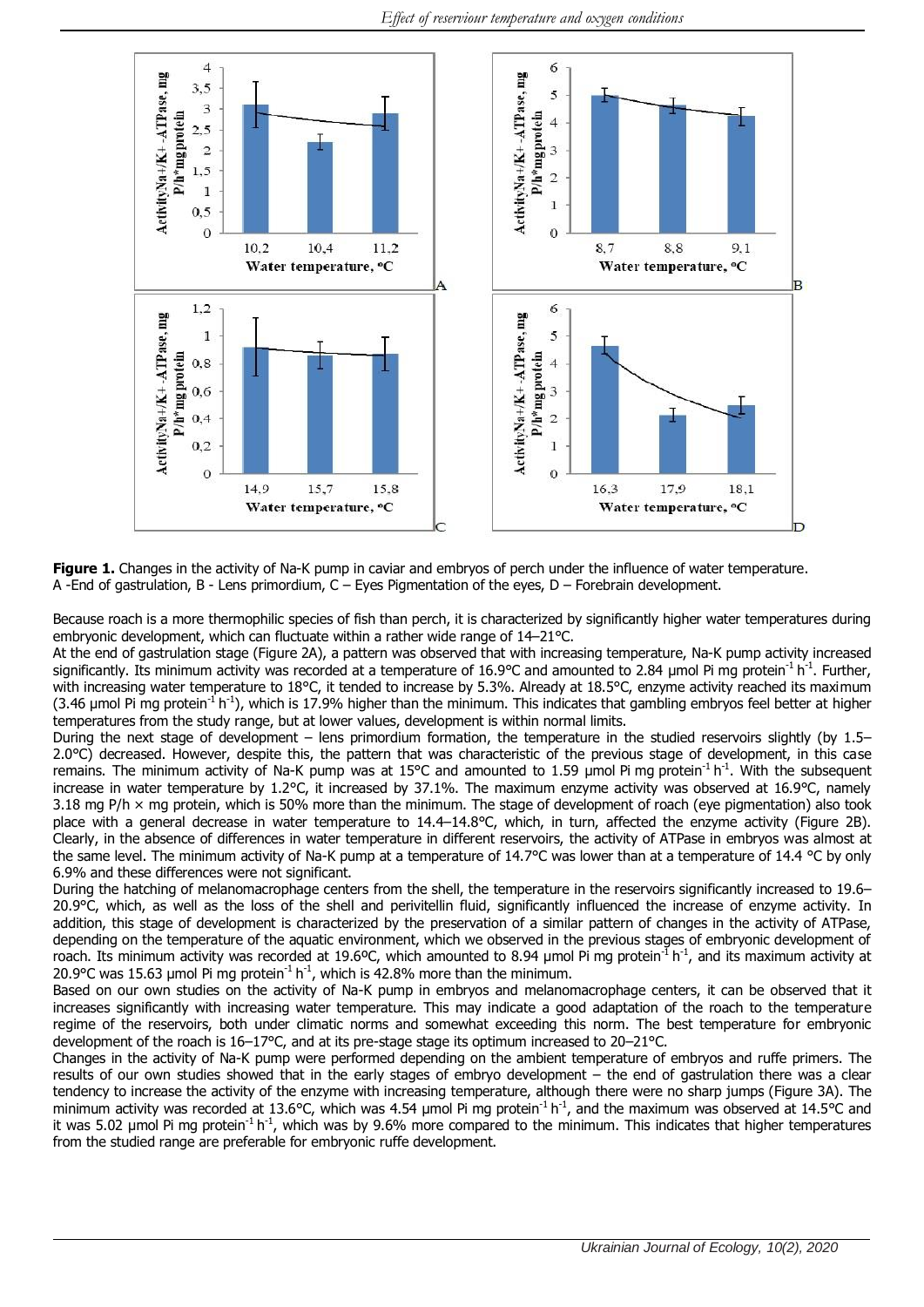**Figure 1.** Changes in the activity of Na-K pump in caviar and embryos of perch under the influence of water temperature. A -End of gastrulation, B - Lens primordium, C – Eyes Pigmentation of the eyes, D – Forebrain development.

Because roach is a more thermophilic species of fish than perch, it is characterized by significantly higher water temperatures during embryonic development, which can fluctuate within a rather wide range of 14–21°C.

At the end of gastrulation stage (Figure 2A), a pattern was observed that with increasing temperature, Na-K pump activity increased significantly. Its minimum activity was recorded at a temperature of 16.9°C and amounted to 2.84 μmol Pi mg protein$^{-1}$ h$^{-1}$. Further, with increasing water temperature to 18°C, it tended to increase by 5.3%. Already at 18.5°C, enzyme activity reached its maximum (3.46 μmol Pi mg protein$^{-1}$ h$^{-1}$), which is 17.9% higher than the minimum. This indicates that gambling embryos feel better at higher temperatures from the study range, but at lower values, development is within normal limits.

During the next stage of development – lens primordium formation, the temperature in the studied reservoirs slightly (by 1.5–2.0°C) decreased. However, despite this, the pattern that was characteristic of the previous stage of development, in this case remains. The minimum activity of Na-K pump was at 15°C and amounted to 1.59 μmol Pi mg protein$^{-1}$ h$^{-1}$. With the subsequent increase in water temperature by 1.2°C, it increased by 37.1%. The maximum enzyme activity was observed at 16.9°C, namely 3.18 mg P/h × mg protein, which is 50% more than the minimum. The stage of development of roach (eye pigmentation) also took place with a general decrease in water temperature to 14.4–14.8°C, which, in turn, affected the enzyme activity (Figure 2B). Clearly, in the absence of differences in water temperature in different reservoirs, the activity of ATPase in embryos was almost at the same level. The minimum activity of Na-K pump at a temperature of 14.7°C was lower than at a temperature of 14.4 °C by only 6.9% and these differences were not significant.

During the hatching of melanomacrophage centers from the shell, the temperature in the reservoirs significantly increased to 19.6–20.9°C, which, as well as the loss of the shell and perivitellin fluid, significantly influenced the increase of enzyme activity. In addition, this stage of development is characterized by the preservation of a similar pattern of changes in the activity of ATPase, depending on the temperature of the aquatic environment, which we observed in the previous stages of embryonic development of roach. Its minimum activity was recorded at 19.6ºC, which amounted to 8.94 μmol Pi mg protein$^{-1}$ h$^{-1}$, and its maximum activity at 20.9°C was 15.63 μmol Pi mg protein$^{-1}$ h$^{-1}$, which is 42.8% more than the minimum.

Based on our own studies on the activity of Na-K pump in embryos and melanomacrophage centers, it can be observed that it increases significantly with increasing water temperature. This may indicate a good adaptation of the roach to the temperature regime of the reservoirs, both under climatic norms and somewhat exceeding this norm. The best temperature for embryonic development of the roach is 16–17°C, and at its pre-stage stage its optimum increased to 20–21°C.

Changes in the activity of Na-K pump were performed depending on the ambient temperature of embryos and ruffe primers. The results of our own studies showed that in the early stages of embryo development – the end of gastrulation there was a clear tendency to increase the activity of the enzyme with increasing temperature, although there were no sharp jumps (Figure 3A). The minimum activity was recorded at 13.6°C, which was 4.54 μmol Pi mg protein$^{-1}$ h$^{-1}$, and the maximum was observed at 14.5°C and it was 5.02 μmol Pi mg protein$^{-1}$ h$^{-1}$, which was by 9.6% more compared to the minimum. This indicates that higher temperatures from the studied range are preferable for embryonic ruffe development.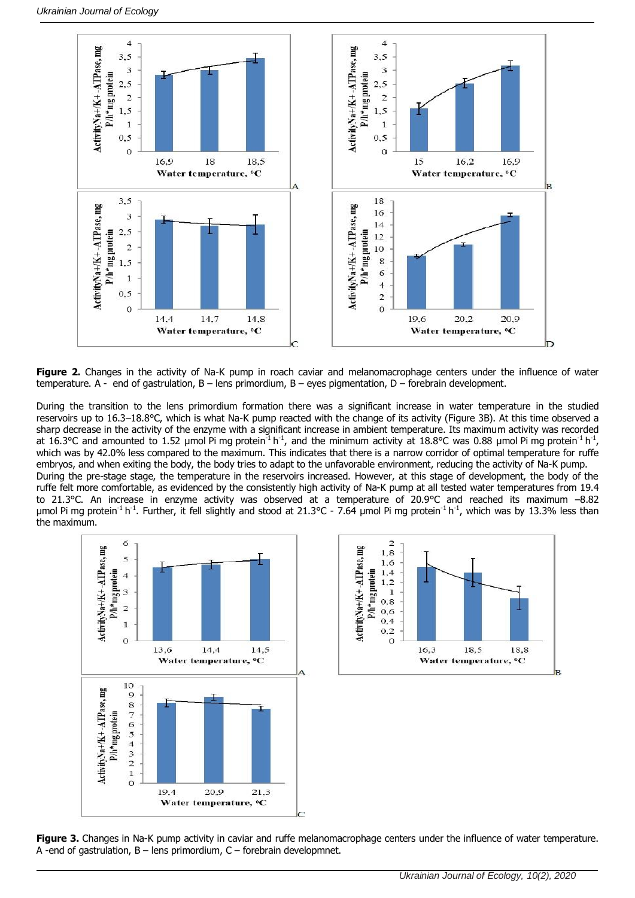**Figure 2.** Changes in the activity of Na-K pump in roach caviar and melanomacrophage centers under the influence of water temperature. A - end of gastrulation, B – lens primordium, B – eyes pigmentation, D – forebrain development.

During the transition to the lens primordium formation there was a significant increase in water temperature in the studied reservoirs up to 16.3–18.8°C, which is what Na-K pump reacted with the change of its activity (Figure 3B). At this time observed a sharp decrease in the activity of the enzyme with a significant increase in ambient temperature. Its maximum activity was recorded at 16.3°C and amounted to 1.52 μmol Pi mg protein$^{-1}$ h$^{-1}$, and the minimum activity at 18.8°C was 0.88 μmol Pi mg protein$^{-1}$ h$^{-1}$, which was by 42.0% less compared to the maximum. This indicates that there is a narrow corridor of optimal temperature for ruffe embryos, and when exiting the body, the body tries to adapt to the unfavorable environment, reducing the activity of Na-K pump.

During the pre-stage stage, the temperature in the reservoirs increased. However, at this stage of development, the body of the ruffe felt more comfortable, as evidenced by the consistently high activity of Na-K pump at all tested water temperatures from 19.4 to 21.3°C. An increase in enzyme activity was observed at a temperature of 20.9°C and reached its maximum –8.82 μmol Pi mg protein$^{-1}$ h$^{-1}$. Further, it fell slightly and stood at 21.3°C - 7.64 μmol Pi mg protein$^{-1}$ h$^{-1}$, which was by 13.3% less than the maximum.

**Figure 3.** Changes in Na-K pump activity in caviar and ruffe melanomacrophage centers under the influence of water temperature. A -end of gastrulation, B – lens primordium, C – forebrain developmnet.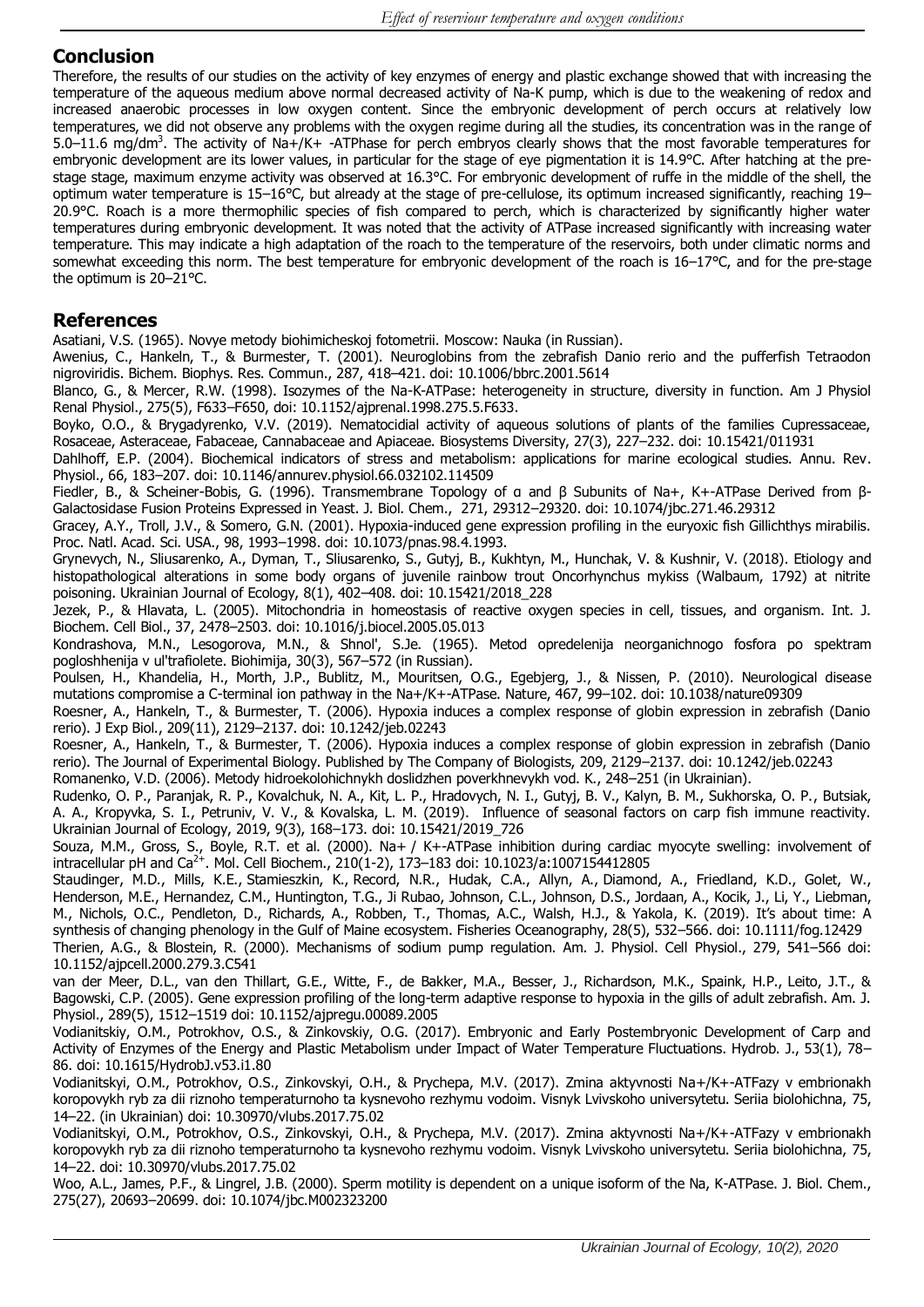## Conclusion

Therefore, the results of our studies on the activity of key enzymes of energy and plastic exchange showed that with increasing the temperature of the aqueous medium above normal decreased activity of Na-K pump, which is due to the weakening of redox and increased anaerobic processes in low oxygen content. Since the embryonic development of perch occurs at relatively low temperatures, we did not observe any problems with the oxygen regime during all the studies, its concentration was in the range of 5.0–11.6 mg/dm$^3$. The activity of Na+/K+ -ATPase for perch embryos clearly shows that the most favorable temperatures for embryonic development are its lower values, in particular for the stage of eye pigmentation it is 14.9°C. After hatching at the pre-stage stage, maximum enzyme activity was observed at 16.3°C. For embryonic development of ruffe in the middle of the shell, the optimum water temperature is 15–16°C, but already at the stage of pre-cellulose, its optimum increased significantly, reaching 19–20.9°C. Roach is a more thermophilic species of fish compared to perch, which is characterized by significantly higher water temperatures during embryonic development. It was noted that the activity of ATPase increased significantly with increasing water temperature. This may indicate a high adaptation of the roach to the temperature of the reservoirs, both under climatic norms and somewhat exceeding this norm. The best temperature for embryonic development of the roach is 16–17°C, and for the pre-stage the optimum is 20–21°C.

## References

Asatiani, V.S. (1965). Novye metody biohimicheskoj fotometrii. Moscow: Nauka (in Russian).

Awenius, C., Hankeln, T., & Burmester, T. (2001). Neuroglobins from the zebrafish Danio rerio and the pufferfish Tetraodon nigroviridis. Bichem. Biophys. Res. Commun., 287, 418–421. doi: 10.1006/bbrc.2001.5614

Blanco, G., & Mercer, R.W. (1998). Isozymes of the Na-K-ATPase: heterogeneity in structure, diversity in function. Am J Physiol Renal Physiol., 275(5), F633–F650, doi: 10.1152/ajprenal.1998.275.5.F633.

Boyko, O.O., & Brygadyrenko, V.V. (2019). Nematocidial activity of aqueous solutions of plants of the families Cupressaceae, Rosaceae, Asteraceae, Fabaceae, Cannabaceae and Apiaceae. Biosystems Diversity, 27(3), 227–232. doi: 10.15421/011931

Dahlhoff, E.P. (2004). Biochemical indicators of stress and metabolism: applications for marine ecological studies. Annu. Rev. Physiol., 66, 183–207. doi: 10.1146/annurev.physiol.66.032102.114509

Fiedler, B., & Scheiner-Bobis, G. (1996). Transmembrane Topology of α and β Subunits of Na+, K+-ATPase Derived from β-Galactosidase Fusion Proteins Expressed in Yeast. J. Biol. Chem., 271, 29312–29320. doi: 10.1074/jbc.271.46.29312

Gracey, A.Y., Troll, J.V., & Somero, G.N. (2001). Hypoxia-induced gene expression profiling in the euryoxic fish Gillichthys mirabilis. Proc. Natl. Acad. Sci. USA., 98, 1993–1998. doi: 10.1073/pnas.98.4.1993.

Grynevych, N., Sliusarenko, A., Dyman, T., Sliusarenko, S., Gutyj, B., Kukhtyn, M., Hunchak, V. & Kushnir, V. (2018). Etiology and histopathological alterations in some body organs of juvenile rainbow trout Oncorhynchus mykiss (Walbaum, 1792) at nitrite poisoning. Ukrainian Journal of Ecology, 8(1), 402–408. doi: 10.15421/2018_228

Jezek, P., & Hlavata, L. (2005). Mitochondria in homeostasis of reactive oxygen species in cell, tissues, and organism. Int. J. Biochem. Cell Biol., 37, 2478–2503. doi: 10.1016/j.biocel.2005.05.013

Kondrashova, M.N., Lesogorova, M.N., & Shnol', S.Je. (1965). Metod opredelenija neorganichnogo fosfora po spektram pogloshhenija v ul'trafiolete. Biohimija, 30(3), 567–572 (in Russian).

Poulsen, H., Khandelia, H., Morth, J.P., Bublitz, M., Mouritsen, O.G., Egebjerg, J., & Nissen, P. (2010). Neurological disease mutations compromise a C-terminal ion pathway in the Na+/K+-ATPase. Nature, 467, 99–102. doi: 10.1038/nature09309

Roesner, A., Hankeln, T., & Burmester, T. (2006). Hypoxia induces a complex response of globin expression in zebrafish (Danio rerio). J Exp Biol., 209(11), 2129–2137. doi: 10.1242/jeb.02243

Roesner, A., Hankeln, T., & Burmester, T. (2006). Hypoxia induces a complex response of globin expression in zebrafish (Danio rerio). The Journal of Experimental Biology. Published by The Company of Biologists, 209, 2129–2137. doi: 10.1242/jeb.02243

Romanenko, V.D. (2006). Metody hidroekolohichnykh doslidzhen poverkhnevykh vod. K., 248–251 (in Ukrainian).

Rudenko, O. P., Paranjak, R. P., Kovalchuk, N. A., Kit, L. P., Hradovych, N. I., Gutyj, B. V., Kalyn, B. M., Sukhorska, O. P., Butsiak, A. A., Kropyvka, S. I., Petruniv, V. V., & Kovalska, L. M. (2019). Influence of seasonal factors on carp fish immune reactivity. Ukrainian Journal of Ecology, 2019, 9(3), 168–173. doi: 10.15421/2019_726

Souza, M.M., Gross, S., Boyle, R.T. et al. (2000). Na+ / K+-ATPase inhibition during cardiac myocyte swelling: involvement of intracellular pH and $Ca^{2+}$. Mol. Cell Biochem., 210(1-2), 173–183 doi: 10.1023/a:1007154412805

Staudinger, M.D., Mills, K.E., Stamieszkin, K., Record, N.R., Hudak, C.A., Allyn, A., Diamond, A., Friedland, K.D., Golet, W., Henderson, M.E., Hernandez, C.M., Huntington, T.G., Ji Rubao, Johnson, C.L., Johnson, D.S., Jordaan, A., Kocik, J., Li, Y., Liebman, M., Nichols, O.C., Pendleton, D., Richards, A., Robben, T., Thomas, A.C., Walsh, H.J., & Yakola, K. (2019). It's about time: A synthesis of changing phenology in the Gulf of Maine ecosystem. Fisheries Oceanography, 28(5), 532–566. doi: 10.1111/fog.12429

Therien, A.G., & Blostein, R. (2000). Mechanisms of sodium pump regulation. Am. J. Physiol. Cell Physiol., 279, 541–566 doi: 10.1152/ajpcell.2000.279.3.C541

van der Meer, D.L., van den Thillart, G.E., Witte, F., de Bakker, M.A., Besser, J., Richardson, M.K., Spaink, H.P., Leito, J.T., & Bagowski, C.P. (2005). Gene expression profiling of the long-term adaptive response to hypoxia in the gills of adult zebrafish. Am. J. Physiol., 289(5), 1512–1519 doi: 10.1152/ajpregu.00089.2005

Vodianitskiy, O.M., Potrokhov, O.S., & Zinkovskiy, O.G. (2017). Embryonic and Early Postembryonic Development of Carp and Activity of Enzymes of the Energy and Plastic Metabolism under Impact of Water Temperature Fluctuations. Hydrob. J., 53(1), 78–86. doi: 10.1615/HydrobJ.v53.i1.80

Vodianitskyi, O.M., Potrokhov, O.S., Zinkovskyi, O.H., & Prychepa, M.V. (2017). Zmina aktyvnosti Na+/K+-ATFazy v embrionakh koropovykh ryb za dii riznoho temperaturnoho ta kysnevoho rezhymu vodoim. Visnyk Lvivskoho universytetu. Seriia biolohichna, 75, 14–22. (in Ukrainian) doi: 10.30970/vlubs.2017.75.02

Vodianitskyi, O.M., Potrokhov, O.S., Zinkovskyi, O.H., & Prychepa, M.V. (2017). Zmina aktyvnosti Na+/K+-ATFazy v embrionakh koropovykh ryb za dii riznoho temperaturnoho ta kysnevoho rezhymu vodoim. Visnyk Lvivskoho universytetu. Seriia biolohichna, 75, 14–22. doi: 10.30970/vlubs.2017.75.02

Woo, A.L., James, P.F., & Lingrel, J.B. (2000). Sperm motility is dependent on a unique isoform of the Na, K-ATPase. J. Biol. Chem., 275(27), 20693–20699. doi: 10.1074/jbc.M002323200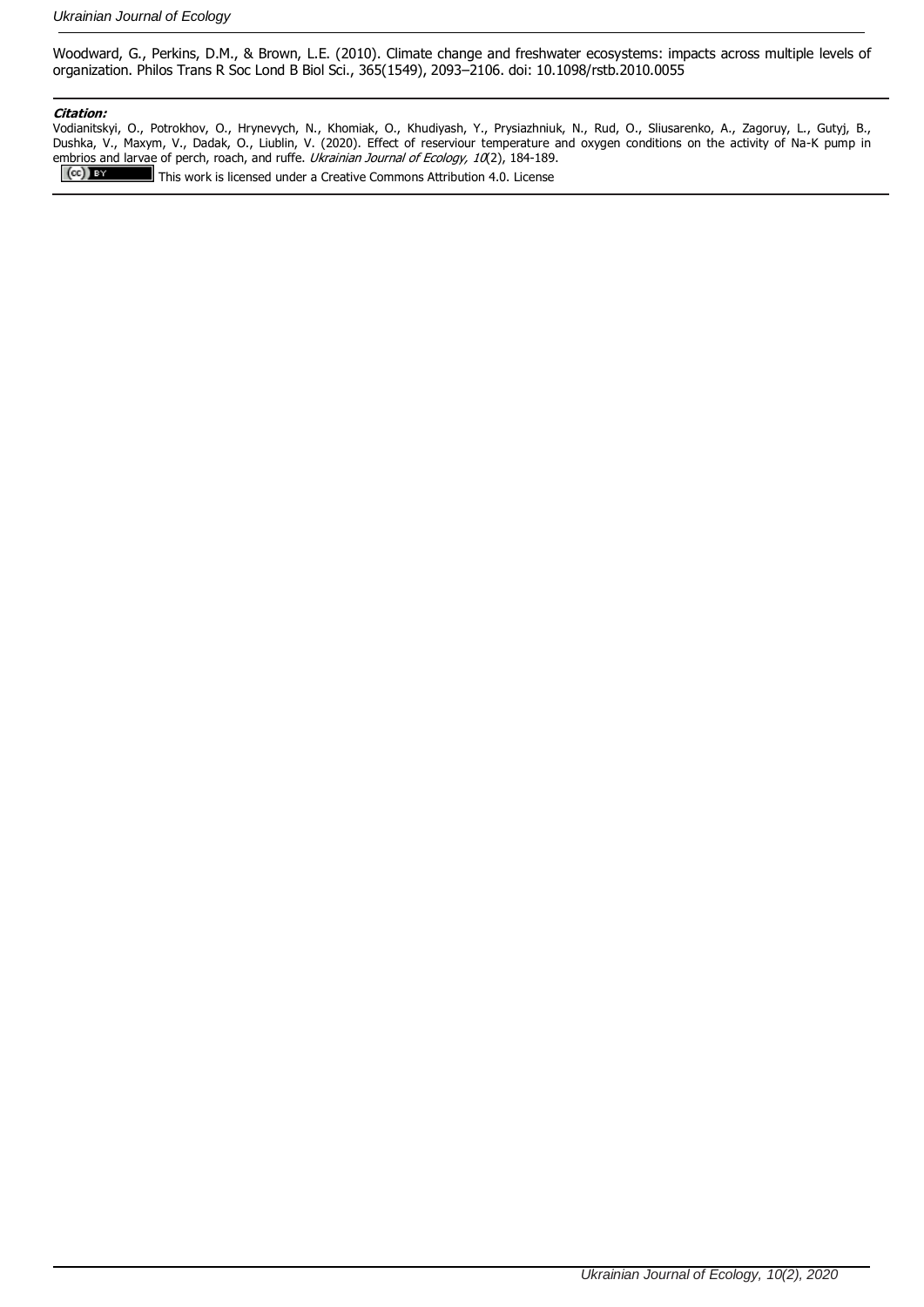Woodward, G., Perkins, D.M., & Brown, L.E. (2010). Climate change and freshwater ecosystems: impacts across multiple levels of organization. Philos Trans R Soc Lond B Biol Sci., 365(1549), 2093–2106. doi: 10.1098/rstb.2010.0055

***Citation:***

Vodianitskyi, O., Potrokhov, O., Hrynevych, N., Khomiak, O., Khudiyash, Y., Prysiazhniuk, N., Rud, O., Sliusarenko, A., Zagoruy, L., Gutyj, B., Dushka, V., Maxym, V., Dadak, O., Liublin, V. (2020). Effect of reserviour temperature and oxygen conditions on the activity of Na-K pump in embrios and larvae of perch, roach, and ruffe. *Ukrainian Journal of Ecology, 10*(2), 184-189.

This work is licensed under a Creative Commons Attribution 4.0. License